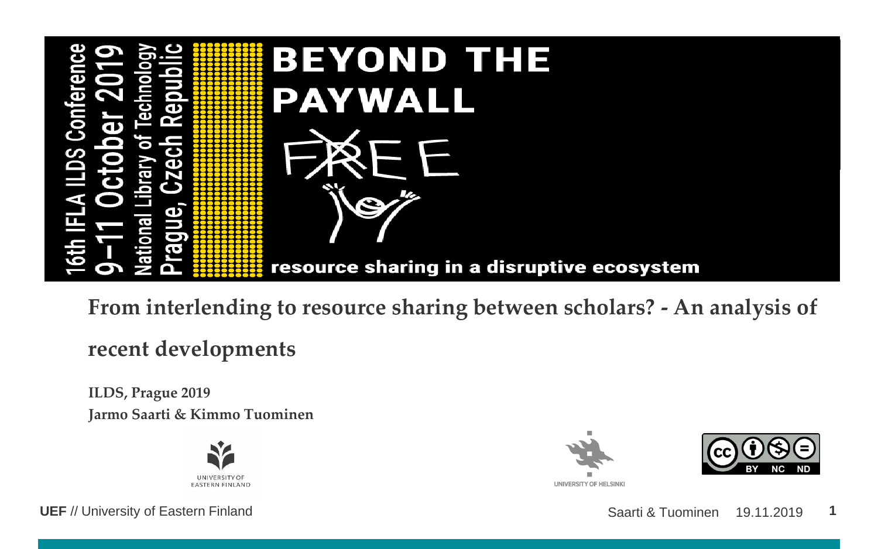16th IFLA ILDS Conference
9–11 October 2019
National Library of Technology
Prague, Czech Republic

**BEYOND THE PAYWALL**

resource sharing in a disruptive ecosystem

# From interlending to resource sharing between scholars? - An analysis of recent developments

**ILDS, Prague 2019**

**Jarmo Saarti & Kimmo Tuominen**

UNIVERSITY OF EASTERN FINLAND

UNIVERSITY OF HELSINKI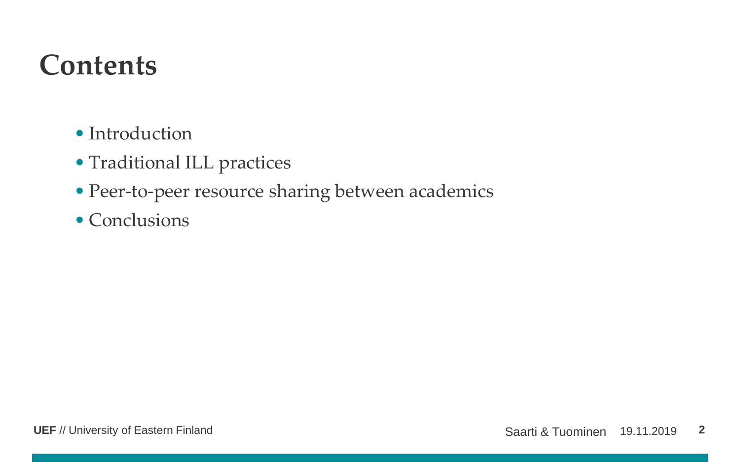# Contents

- Introduction
- Traditional ILL practices
- Peer-to-peer resource sharing between academics
- Conclusions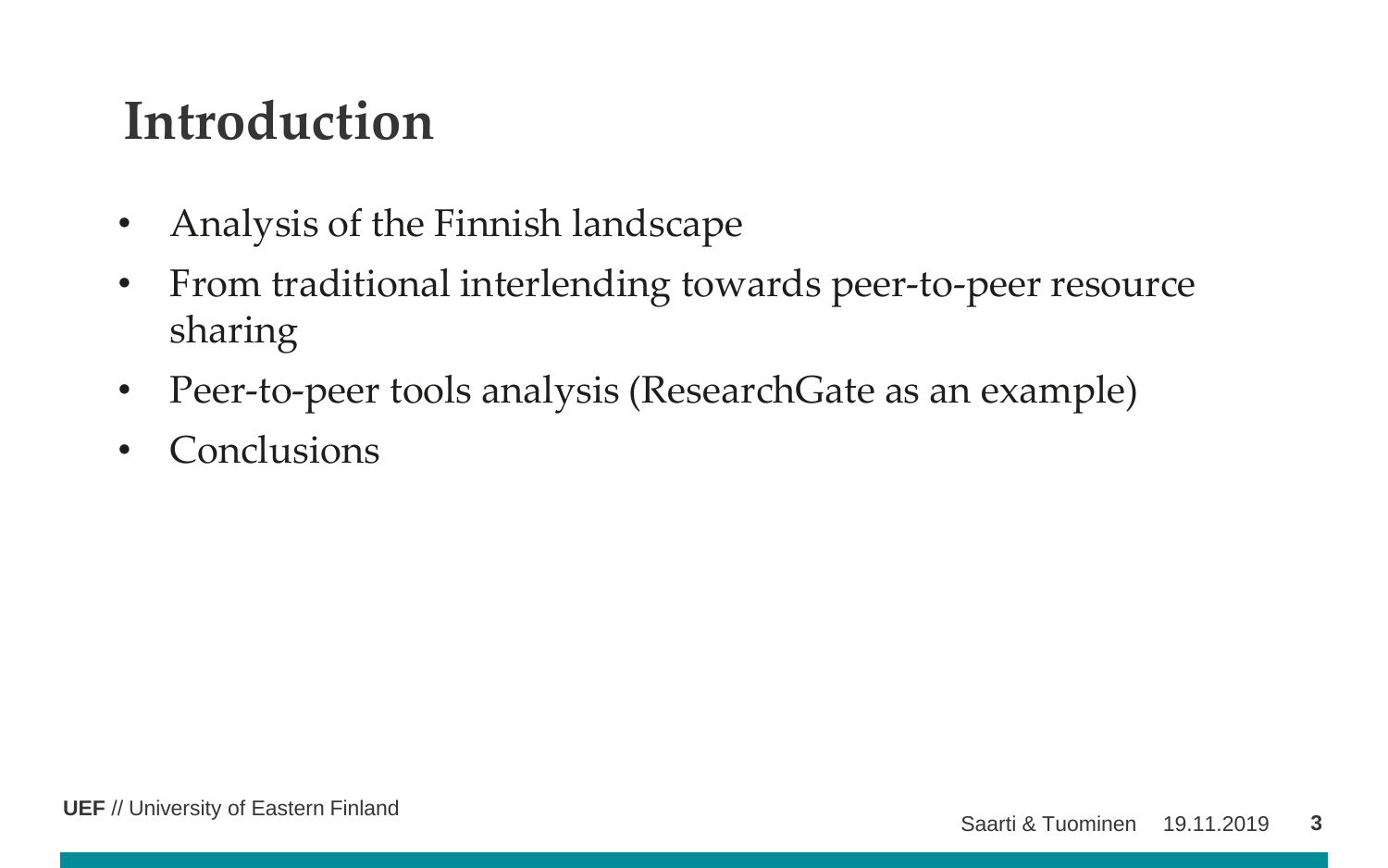# Introduction

- Analysis of the Finnish landscape
- From traditional interlending towards peer-to-peer resource sharing
- Peer-to-peer tools analysis (ResearchGate as an example)
- Conclusions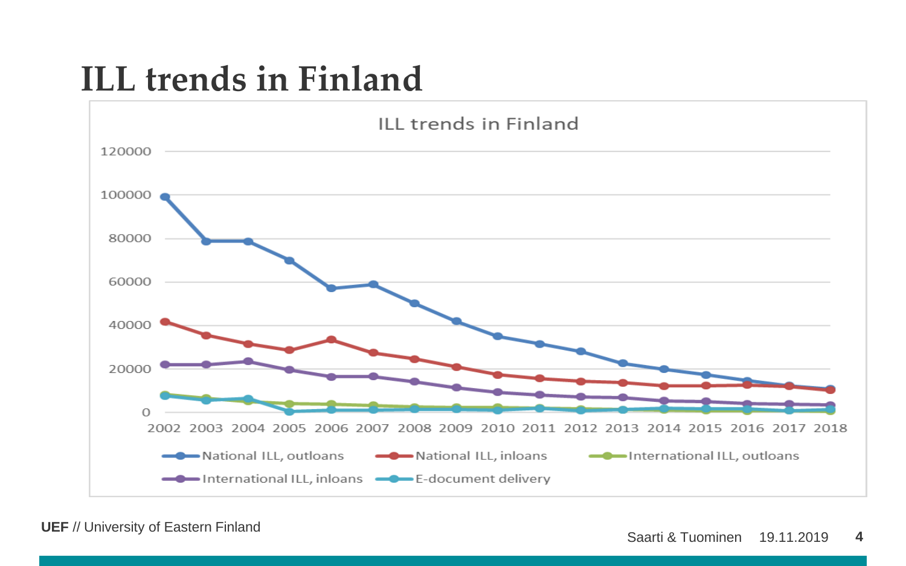# ILL trends in Finland

ILL trends in Finland

120000
100000
80000
60000
40000
20000
0

2002 2003 2004 2005 2006 2007 2008 2009 2010 2011 2012 2013 2014 2015 2016 2017 2018

National ILL, outloans
National ILL, inloans
International ILL, outloans
International ILL, inloans
E-document delivery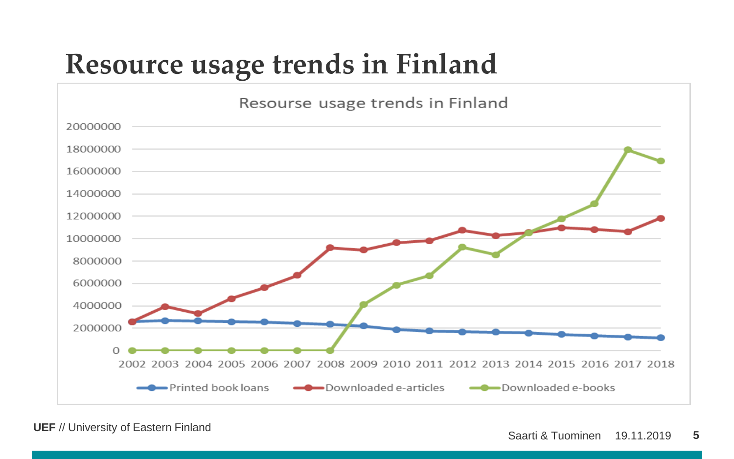# Resource usage trends in Finland

Resourse usage trends in Finland

| | 2002 | 2003 | 2004 | 2005 | 2006 | 2007 | 2008 | 2009 | 2010 | 2011 | 2012 | 2013 | 2014 | 2015 | 2016 | 2017 | 2018 |
|---|---|---|---|---|---|---|---|---|---|---|---|---|---|---|---|---|---|
| Printed book loans | | | | | | | | | | | | | | | | | |
| Downloaded e-articles | | | | | | | | | | | | | | | | | |
| Downloaded e-books | | | | | | | | | | | | | | | | | |

Y-axis: 0, 2000000, 4000000, 6000000, 8000000, 10000000, 12000000, 14000000, 16000000, 18000000, 20000000

Legend: Printed book loans, Downloaded e-articles, Downloaded e-books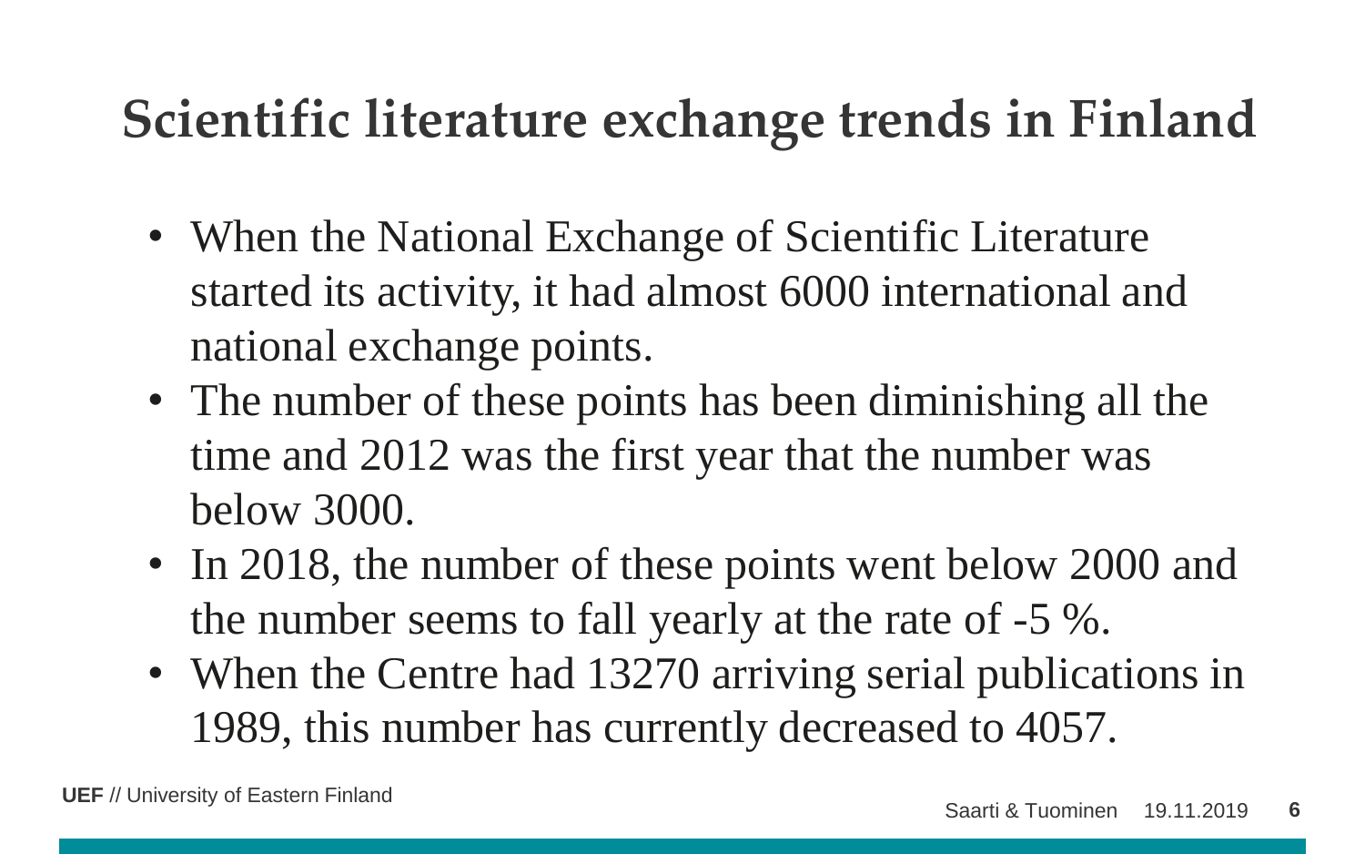# Scientific literature exchange trends in Finland

- When the National Exchange of Scientific Literature started its activity, it had almost 6000 international and national exchange points.
- The number of these points has been diminishing all the time and 2012 was the first year that the number was below 3000.
- In 2018, the number of these points went below 2000 and the number seems to fall yearly at the rate of -5 %.
- When the Centre had 13270 arriving serial publications in 1989, this number has currently decreased to 4057.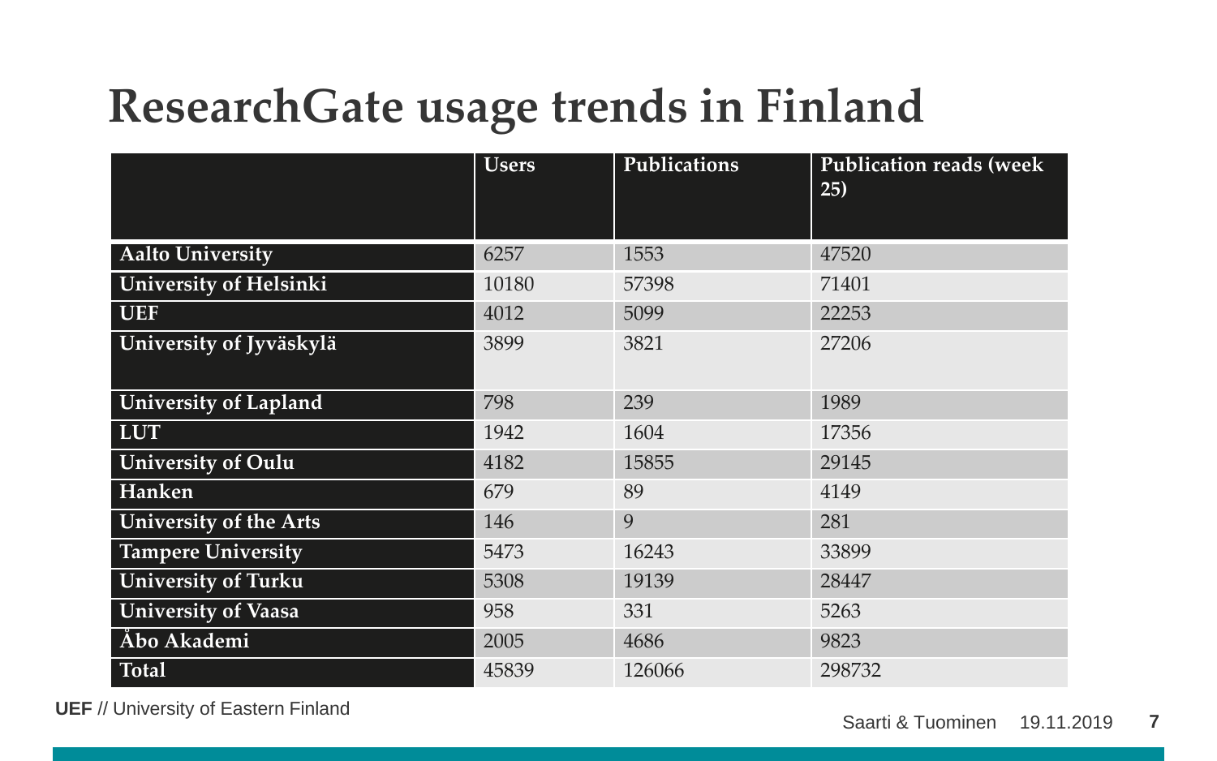# ResearchGate usage trends in Finland

| | Users | Publications | Publication reads (week 25) |
|---|---|---|---|
| **Aalto University** | 6257 | 1553 | 47520 |
| **University of Helsinki** | 10180 | 57398 | 71401 |
| **UEF** | 4012 | 5099 | 22253 |
| **University of Jyväskylä** | 3899 | 3821 | 27206 |
| **University of Lapland** | 798 | 239 | 1989 |
| **LUT** | 1942 | 1604 | 17356 |
| **University of Oulu** | 4182 | 15855 | 29145 |
| **Hanken** | 679 | 89 | 4149 |
| **University of the Arts** | 146 | 9 | 281 |
| **Tampere University** | 5473 | 16243 | 33899 |
| **University of Turku** | 5308 | 19139 | 28447 |
| **University of Vaasa** | 958 | 331 | 5263 |
| **Åbo Akademi** | 2005 | 4686 | 9823 |
| **Total** | 45839 | 126066 | 298732 |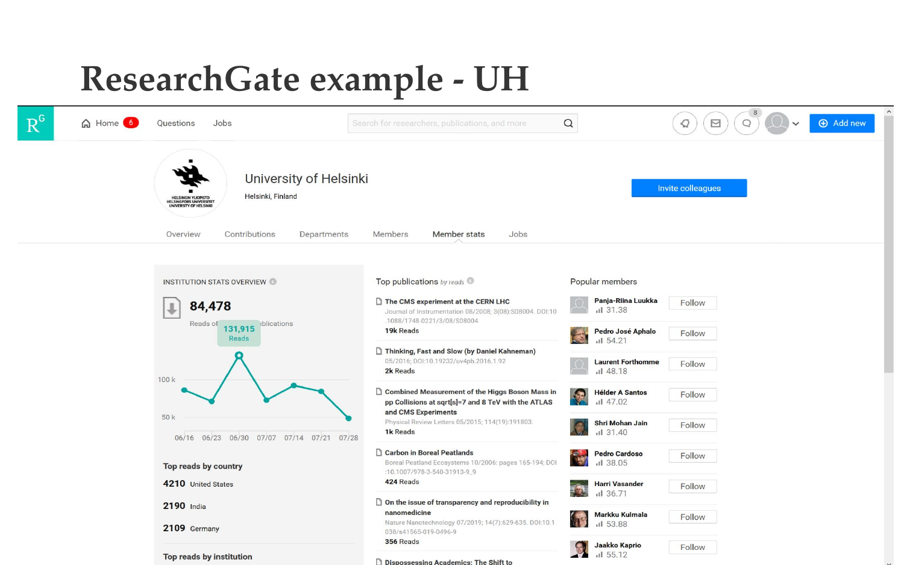# ResearchGate example - UH

Home 6 | Questions | Jobs

Search for researchers, publications, and more

Add new

## University of Helsinki

Helsinki, Finland

Invite colleagues

Overview | Contributions | Departments | Members | Member stats | Jobs

### INSTITUTION STATS OVERVIEW

**84,478**

Reads of publications

131,915 Reads

100 k

50 k

06/16 06/23 06/30 07/07 07/14 07/21 07/28

**Top reads by country**

**4210** United States

**2190** India

**2109** Germany

**Top reads by institution**

### Top publications *by reads*

**The CMS experiment at the CERN LHC**
Journal of Instrumentation 08/2008; 3(08):S08004. DOI:10.1088/1748-0221/3/08/S08004
19k Reads

**Thinking, Fast and Slow (by Daniel Kahneman)**
05/2016; DOI:10.19232/uv4pb.2016.1.92
2k Reads

**Combined Measurement of the Higgs Boson Mass in pp Collisions at sqrt[s]=7 and 8 TeV with the ATLAS and CMS Experiments**
Physical Review Letters 05/2015; 114(19):191803.
1k Reads

**Carbon in Boreal Peatlands**
Boreal Peatland Ecosystems 10/2006: pages 165-194; DOI:10.1007/978-3-540-31913-9_9
424 Reads

**On the issue of transparency and reproducibility in nanomedicine**
Nature Nanotechnology 07/2019; 14(7):629-635. DOI:10.1038/s41565-019-0496-9
356 Reads

**Dispossessing Academics: The Shift to**

### Popular members

| Member | Score | |
|---|---|---|
| Panja-Riina Luukka | 31.38 | Follow |
| Pedro José Aphalo | 54.21 | Follow |
| Laurent Forthomme | 48.18 | Follow |
| Hélder A Santos | 47.02 | Follow |
| Shri Mohan Jain | 31.40 | Follow |
| Pedro Cardoso | 38.05 | Follow |
| Harri Vasander | 36.71 | Follow |
| Markku Kulmala | 53.88 | Follow |
| Jaakko Kaprio | 55.12 | Follow |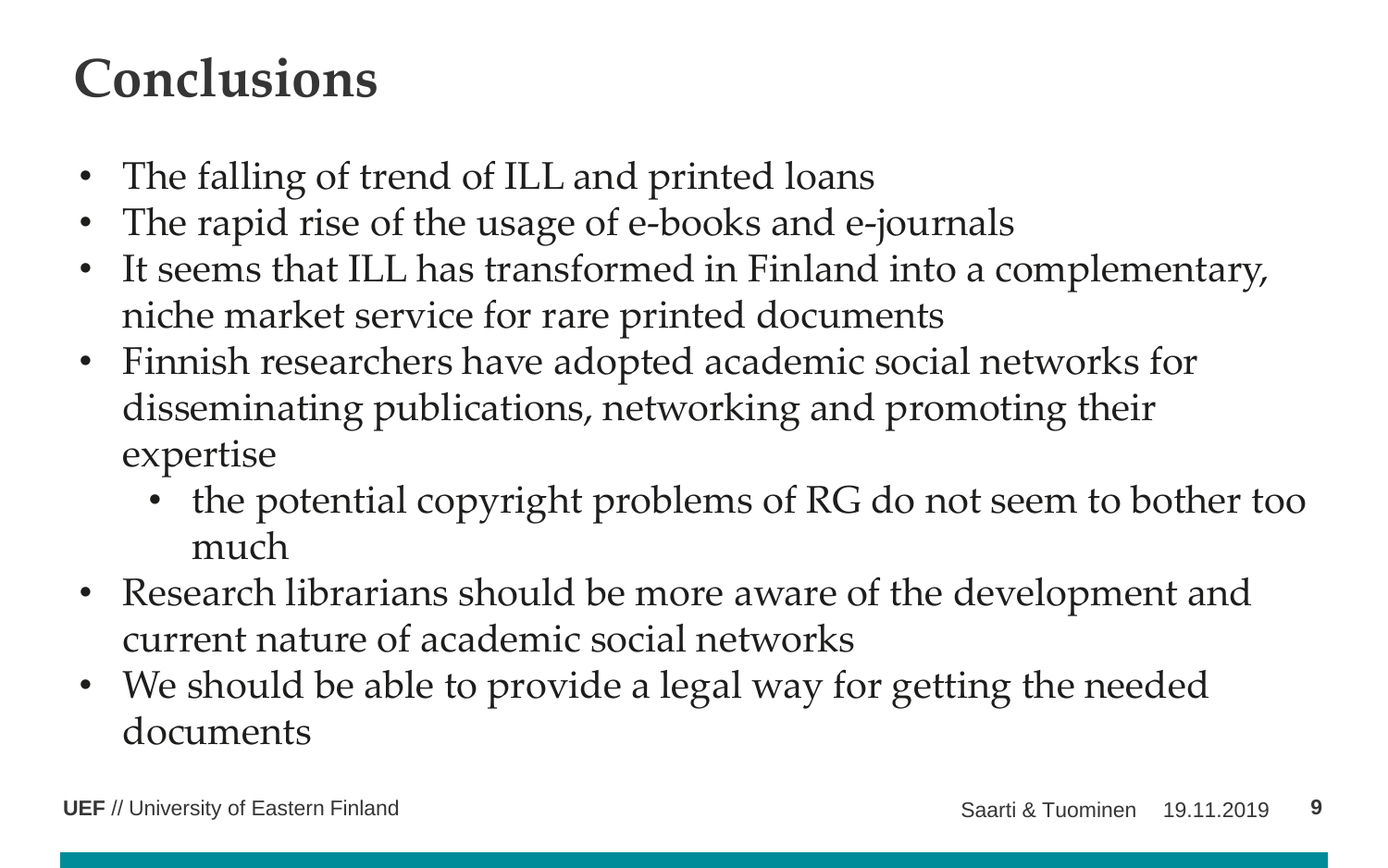# Conclusions

- The falling of trend of ILL and printed loans
- The rapid rise of the usage of e-books and e-journals
- It seems that ILL has transformed in Finland into a complementary, niche market service for rare printed documents
- Finnish researchers have adopted academic social networks for disseminating publications, networking and promoting their expertise
  - the potential copyright problems of RG do not seem to bother too much
- Research librarians should be more aware of the development and current nature of academic social networks
- We should be able to provide a legal way for getting the needed documents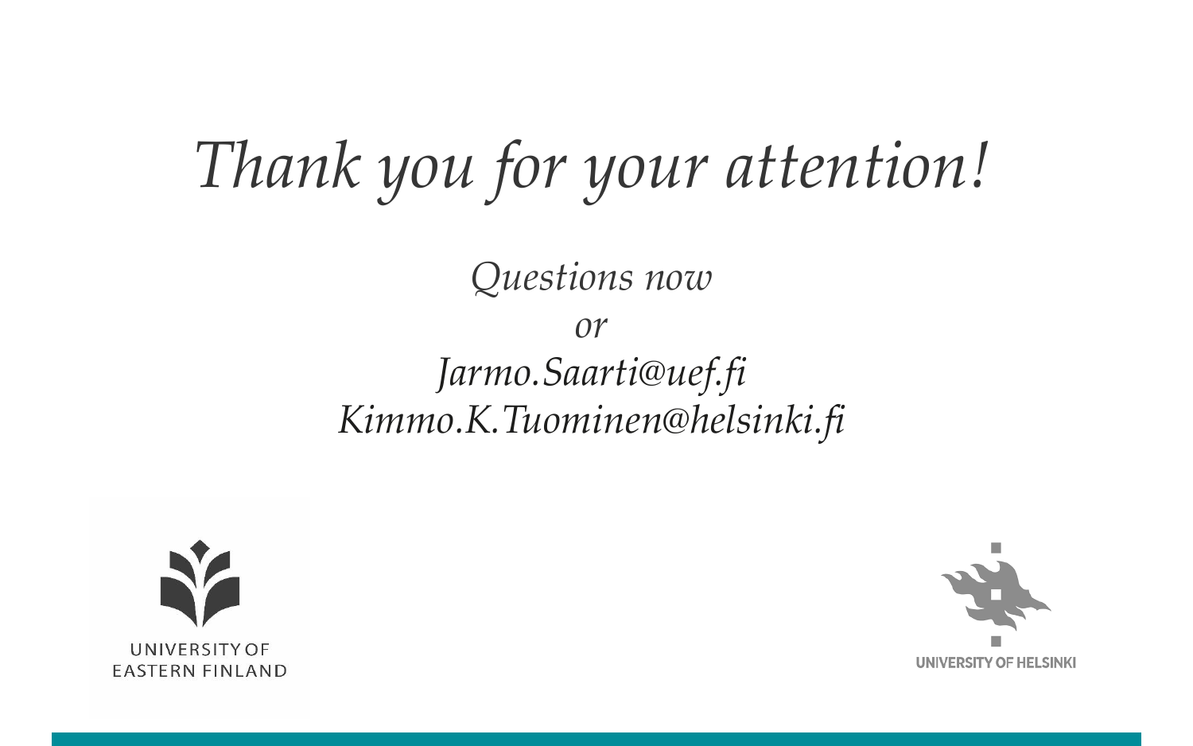# *Thank you for your attention!*

*Questions now*

*or*

*Jarmo.Saarti@uef.fi*

*Kimmo.K.Tuominen@helsinki.fi*

UNIVERSITY OF EASTERN FINLAND

UNIVERSITY OF HELSINKI